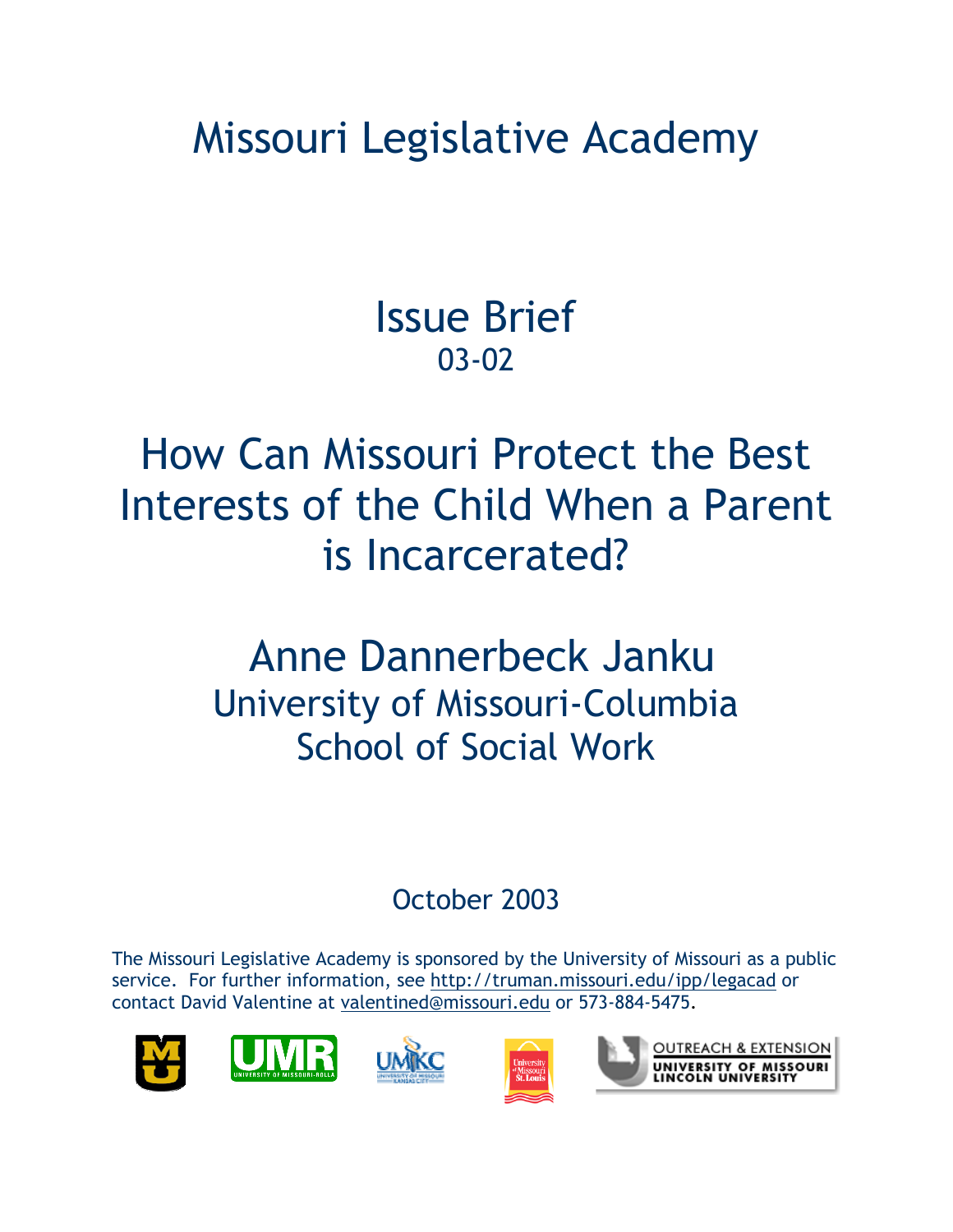# Missouri Legislative Academy

## Issue Brief
03-02

# How Can Missouri Protect the Best Interests of the Child When a Parent is Incarcerated?

## Anne Dannerbeck Janku
University of Missouri-Columbia
School of Social Work

October 2003

The Missouri Legislative Academy is sponsored by the University of Missouri as a public service. For further information, see http://truman.missouri.edu/ipp/legacad or contact David Valentine at valentined@missouri.edu or 573-884-5475.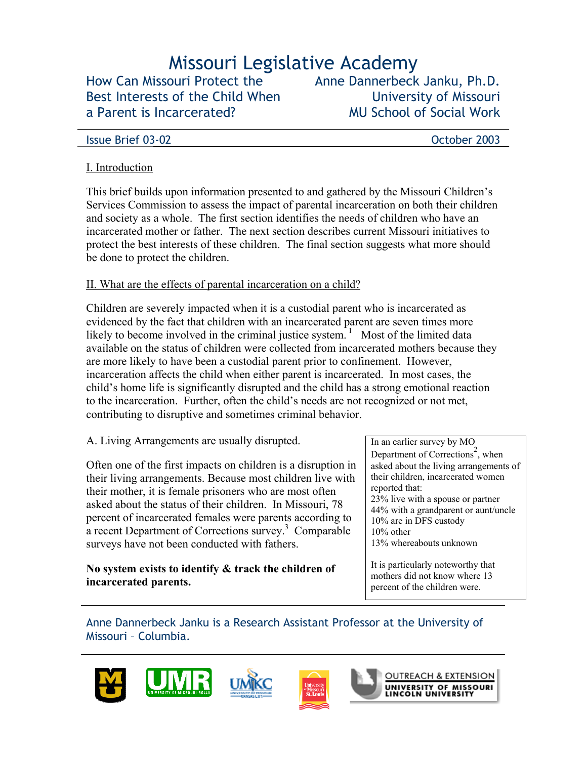# Missouri Legislative Academy

How Can Missouri Protect the Best Interests of the Child When a Parent is Incarcerated?

Anne Dannerbeck Janku, Ph.D.
University of Missouri
MU School of Social Work

Issue Brief 03-02 | October 2003

## I. Introduction

This brief builds upon information presented to and gathered by the Missouri Children's Services Commission to assess the impact of parental incarceration on both their children and society as a whole. The first section identifies the needs of children who have an incarcerated mother or father. The next section describes current Missouri initiatives to protect the best interests of these children. The final section suggests what more should be done to protect the children.

## II. What are the effects of parental incarceration on a child?

Children are severely impacted when it is a custodial parent who is incarcerated as evidenced by the fact that children with an incarcerated parent are seven times more likely to become involved in the criminal justice system.[1] Most of the limited data available on the status of children were collected from incarcerated mothers because they are more likely to have been a custodial parent prior to confinement. However, incarceration affects the child when either parent is incarcerated. In most cases, the child's home life is significantly disrupted and the child has a strong emotional reaction to the incarceration. Further, often the child's needs are not recognized or not met, contributing to disruptive and sometimes criminal behavior.

### A. Living Arrangements are usually disrupted.

Often one of the first impacts on children is a disruption in their living arrangements. Because most children live with their mother, it is female prisoners who are most often asked about the status of their children. In Missouri, 78 percent of incarcerated females were parents according to a recent Department of Corrections survey.[3] Comparable surveys have not been conducted with fathers.

**No system exists to identify & track the children of incarcerated parents.**

In an earlier survey by MO Department of Corrections[2], when asked about the living arrangements of their children, incarcerated women reported that:

- 23% live with a spouse or partner
- 44% with a grandparent or aunt/uncle
- 10% are in DFS custody
- 10% other
- 13% whereabouts unknown

It is particularly noteworthy that mothers did not know where 13 percent of the children were.

---

Anne Dannerbeck Janku is a Research Assistant Professor at the University of Missouri – Columbia.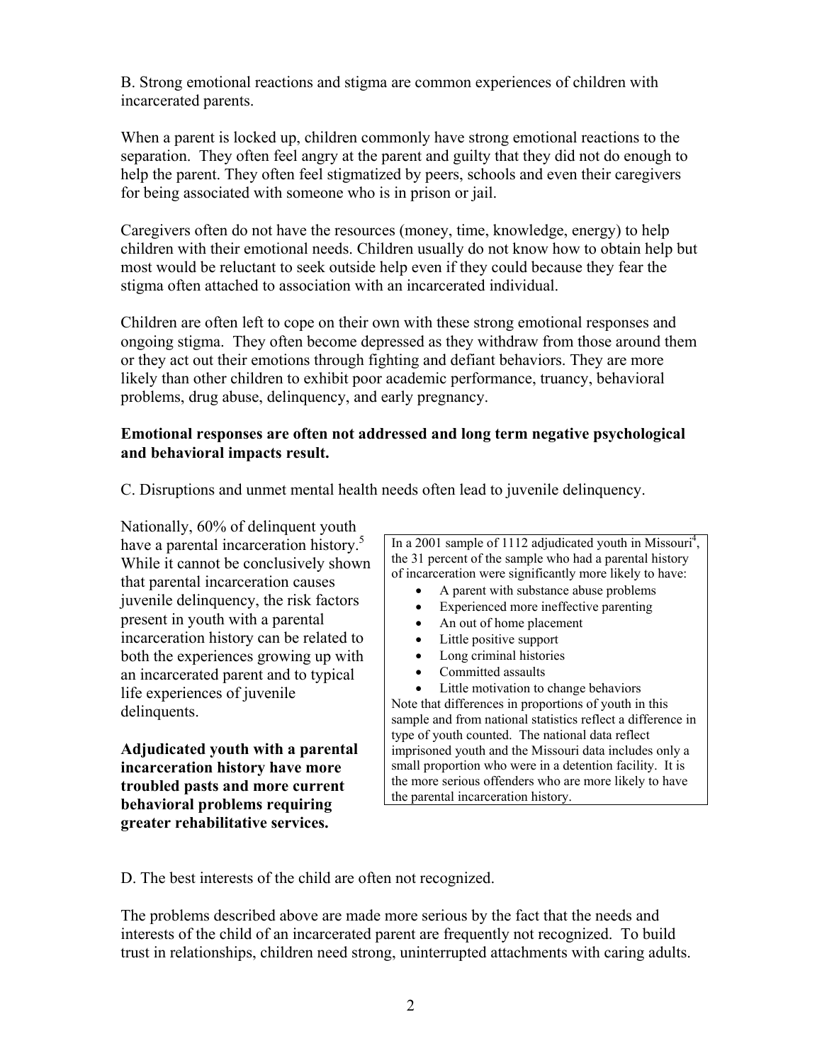B. Strong emotional reactions and stigma are common experiences of children with incarcerated parents.

When a parent is locked up, children commonly have strong emotional reactions to the separation. They often feel angry at the parent and guilty that they did not do enough to help the parent. They often feel stigmatized by peers, schools and even their caregivers for being associated with someone who is in prison or jail.

Caregivers often do not have the resources (money, time, knowledge, energy) to help children with their emotional needs. Children usually do not know how to obtain help but most would be reluctant to seek outside help even if they could because they fear the stigma often attached to association with an incarcerated individual.

Children are often left to cope on their own with these strong emotional responses and ongoing stigma. They often become depressed as they withdraw from those around them or they act out their emotions through fighting and defiant behaviors. They are more likely than other children to exhibit poor academic performance, truancy, behavioral problems, drug abuse, delinquency, and early pregnancy.

**Emotional responses are often not addressed and long term negative psychological and behavioral impacts result.**

C. Disruptions and unmet mental health needs often lead to juvenile delinquency.

Nationally, 60% of delinquent youth have a parental incarceration history.[5] While it cannot be conclusively shown that parental incarceration causes juvenile delinquency, the risk factors present in youth with a parental incarceration history can be related to both the experiences growing up with an incarcerated parent and to typical life experiences of juvenile delinquents.

**Adjudicated youth with a parental incarceration history have more troubled pasts and more current behavioral problems requiring greater rehabilitative services.**

In a 2001 sample of 1112 adjudicated youth in Missouri[4], the 31 percent of the sample who had a parental history of incarceration were significantly more likely to have:

- A parent with substance abuse problems
- Experienced more ineffective parenting
- An out of home placement
- Little positive support
- Long criminal histories
- Committed assaults
- Little motivation to change behaviors

Note that differences in proportions of youth in this sample and from national statistics reflect a difference in type of youth counted. The national data reflect imprisoned youth and the Missouri data includes only a small proportion who were in a detention facility. It is the more serious offenders who are more likely to have the parental incarceration history.

D. The best interests of the child are often not recognized.

The problems described above are made more serious by the fact that the needs and interests of the child of an incarcerated parent are frequently not recognized. To build trust in relationships, children need strong, uninterrupted attachments with caring adults.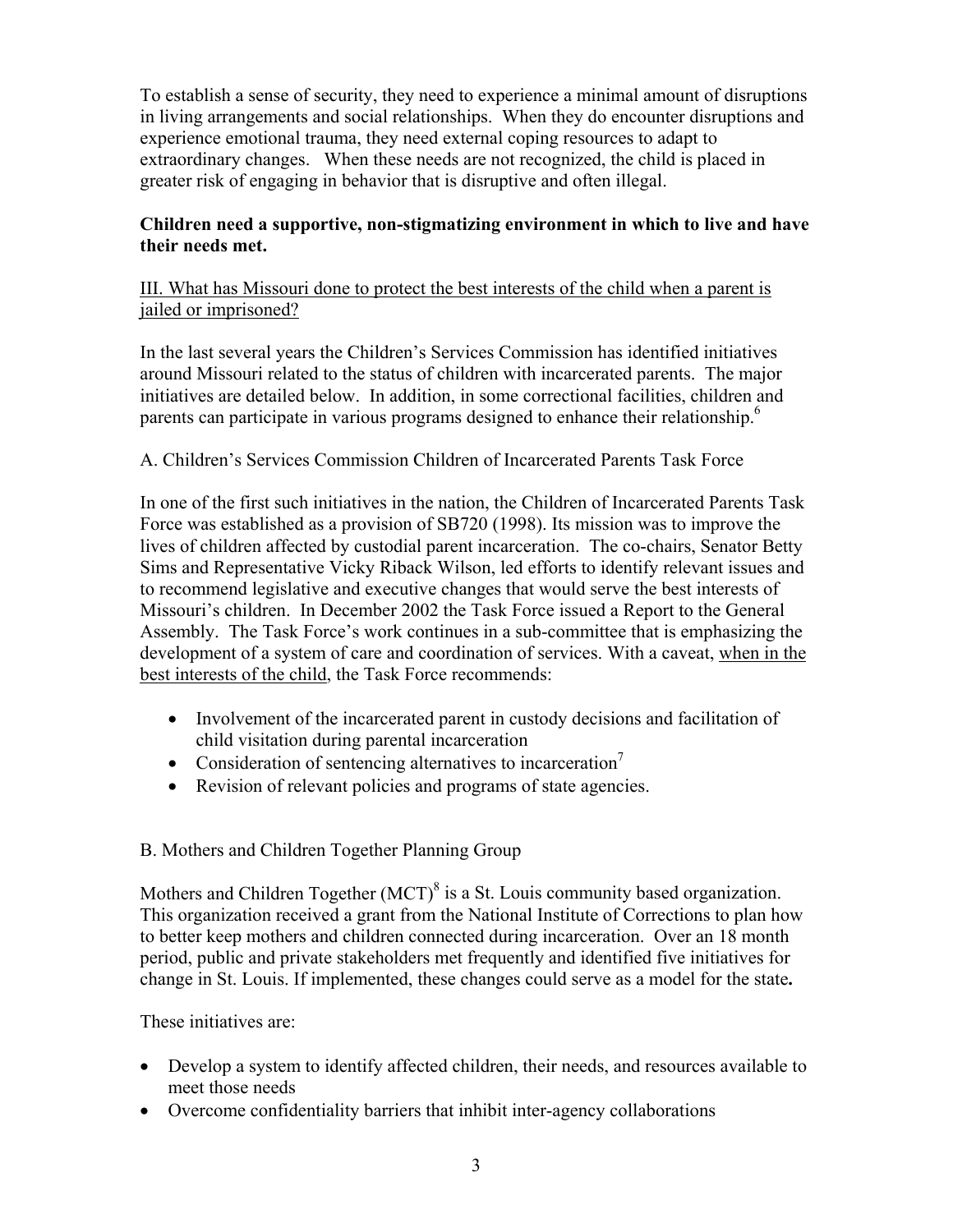To establish a sense of security, they need to experience a minimal amount of disruptions in living arrangements and social relationships. When they do encounter disruptions and experience emotional trauma, they need external coping resources to adapt to extraordinary changes. When these needs are not recognized, the child is placed in greater risk of engaging in behavior that is disruptive and often illegal.

**Children need a supportive, non-stigmatizing environment in which to live and have their needs met.**

<u>III. What has Missouri done to protect the best interests of the child when a parent is jailed or imprisoned?</u>

In the last several years the Children's Services Commission has identified initiatives around Missouri related to the status of children with incarcerated parents. The major initiatives are detailed below. In addition, in some correctional facilities, children and parents can participate in various programs designed to enhance their relationship.[6]

A. Children's Services Commission Children of Incarcerated Parents Task Force

In one of the first such initiatives in the nation, the Children of Incarcerated Parents Task Force was established as a provision of SB720 (1998). Its mission was to improve the lives of children affected by custodial parent incarceration. The co-chairs, Senator Betty Sims and Representative Vicky Riback Wilson, led efforts to identify relevant issues and to recommend legislative and executive changes that would serve the best interests of Missouri's children. In December 2002 the Task Force issued a Report to the General Assembly. The Task Force's work continues in a sub-committee that is emphasizing the development of a system of care and coordination of services. With a caveat, <u>when in the best interests of the child</u>, the Task Force recommends:

- Involvement of the incarcerated parent in custody decisions and facilitation of child visitation during parental incarceration
- Consideration of sentencing alternatives to incarceration[7]
- Revision of relevant policies and programs of state agencies.

B. Mothers and Children Together Planning Group

Mothers and Children Together (MCT)[8] is a St. Louis community based organization. This organization received a grant from the National Institute of Corrections to plan how to better keep mothers and children connected during incarceration. Over an 18 month period, public and private stakeholders met frequently and identified five initiatives for change in St. Louis. If implemented, these changes could serve as a model for the state**.**

These initiatives are:

- Develop a system to identify affected children, their needs, and resources available to meet those needs
- Overcome confidentiality barriers that inhibit inter-agency collaborations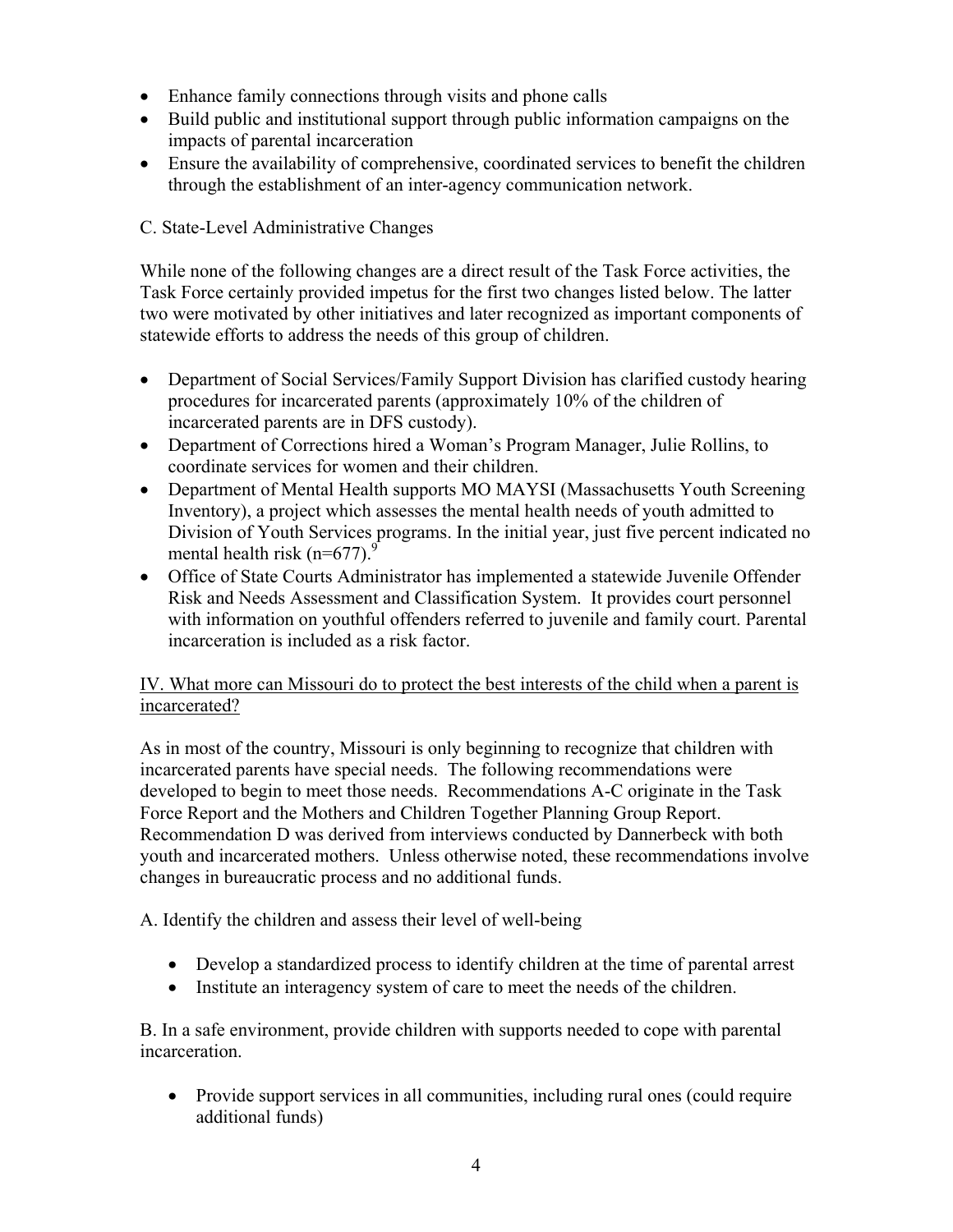- Enhance family connections through visits and phone calls
- Build public and institutional support through public information campaigns on the impacts of parental incarceration
- Ensure the availability of comprehensive, coordinated services to benefit the children through the establishment of an inter-agency communication network.

C. State-Level Administrative Changes

While none of the following changes are a direct result of the Task Force activities, the Task Force certainly provided impetus for the first two changes listed below. The latter two were motivated by other initiatives and later recognized as important components of statewide efforts to address the needs of this group of children.

- Department of Social Services/Family Support Division has clarified custody hearing procedures for incarcerated parents (approximately 10% of the children of incarcerated parents are in DFS custody).
- Department of Corrections hired a Woman's Program Manager, Julie Rollins, to coordinate services for women and their children.
- Department of Mental Health supports MO MAYSI (Massachusetts Youth Screening Inventory), a project which assesses the mental health needs of youth admitted to Division of Youth Services programs. In the initial year, just five percent indicated no mental health risk (n=677).[9]
- Office of State Courts Administrator has implemented a statewide Juvenile Offender Risk and Needs Assessment and Classification System. It provides court personnel with information on youthful offenders referred to juvenile and family court. Parental incarceration is included as a risk factor.

<u>IV. What more can Missouri do to protect the best interests of the child when a parent is incarcerated?</u>

As in most of the country, Missouri is only beginning to recognize that children with incarcerated parents have special needs. The following recommendations were developed to begin to meet those needs. Recommendations A-C originate in the Task Force Report and the Mothers and Children Together Planning Group Report. Recommendation D was derived from interviews conducted by Dannerbeck with both youth and incarcerated mothers. Unless otherwise noted, these recommendations involve changes in bureaucratic process and no additional funds.

A. Identify the children and assess their level of well-being

- Develop a standardized process to identify children at the time of parental arrest
- Institute an interagency system of care to meet the needs of the children.

B. In a safe environment, provide children with supports needed to cope with parental incarceration.

- Provide support services in all communities, including rural ones (could require additional funds)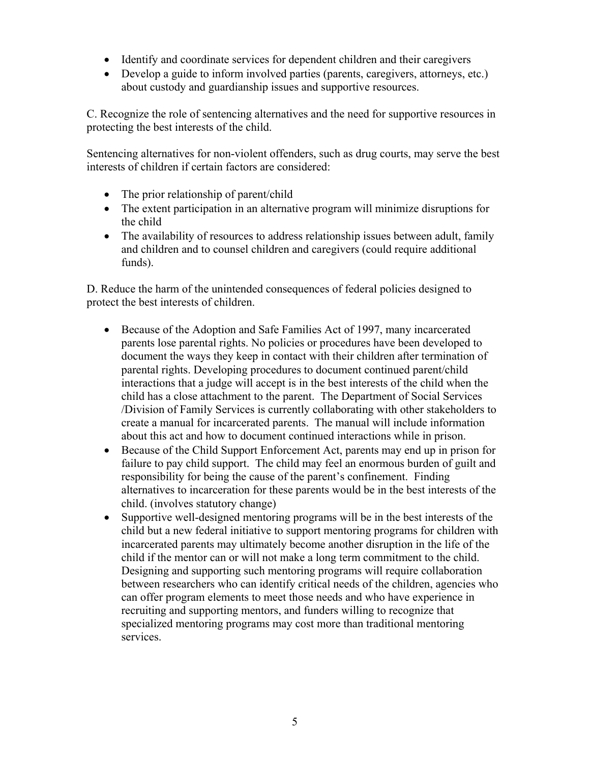- Identify and coordinate services for dependent children and their caregivers
- Develop a guide to inform involved parties (parents, caregivers, attorneys, etc.) about custody and guardianship issues and supportive resources.

C. Recognize the role of sentencing alternatives and the need for supportive resources in protecting the best interests of the child.

Sentencing alternatives for non-violent offenders, such as drug courts, may serve the best interests of children if certain factors are considered:

- The prior relationship of parent/child
- The extent participation in an alternative program will minimize disruptions for the child
- The availability of resources to address relationship issues between adult, family and children and to counsel children and caregivers (could require additional funds).

D. Reduce the harm of the unintended consequences of federal policies designed to protect the best interests of children.

- Because of the Adoption and Safe Families Act of 1997, many incarcerated parents lose parental rights. No policies or procedures have been developed to document the ways they keep in contact with their children after termination of parental rights. Developing procedures to document continued parent/child interactions that a judge will accept is in the best interests of the child when the child has a close attachment to the parent. The Department of Social Services /Division of Family Services is currently collaborating with other stakeholders to create a manual for incarcerated parents. The manual will include information about this act and how to document continued interactions while in prison.
- Because of the Child Support Enforcement Act, parents may end up in prison for failure to pay child support. The child may feel an enormous burden of guilt and responsibility for being the cause of the parent's confinement. Finding alternatives to incarceration for these parents would be in the best interests of the child. (involves statutory change)
- Supportive well-designed mentoring programs will be in the best interests of the child but a new federal initiative to support mentoring programs for children with incarcerated parents may ultimately become another disruption in the life of the child if the mentor can or will not make a long term commitment to the child. Designing and supporting such mentoring programs will require collaboration between researchers who can identify critical needs of the children, agencies who can offer program elements to meet those needs and who have experience in recruiting and supporting mentors, and funders willing to recognize that specialized mentoring programs may cost more than traditional mentoring services.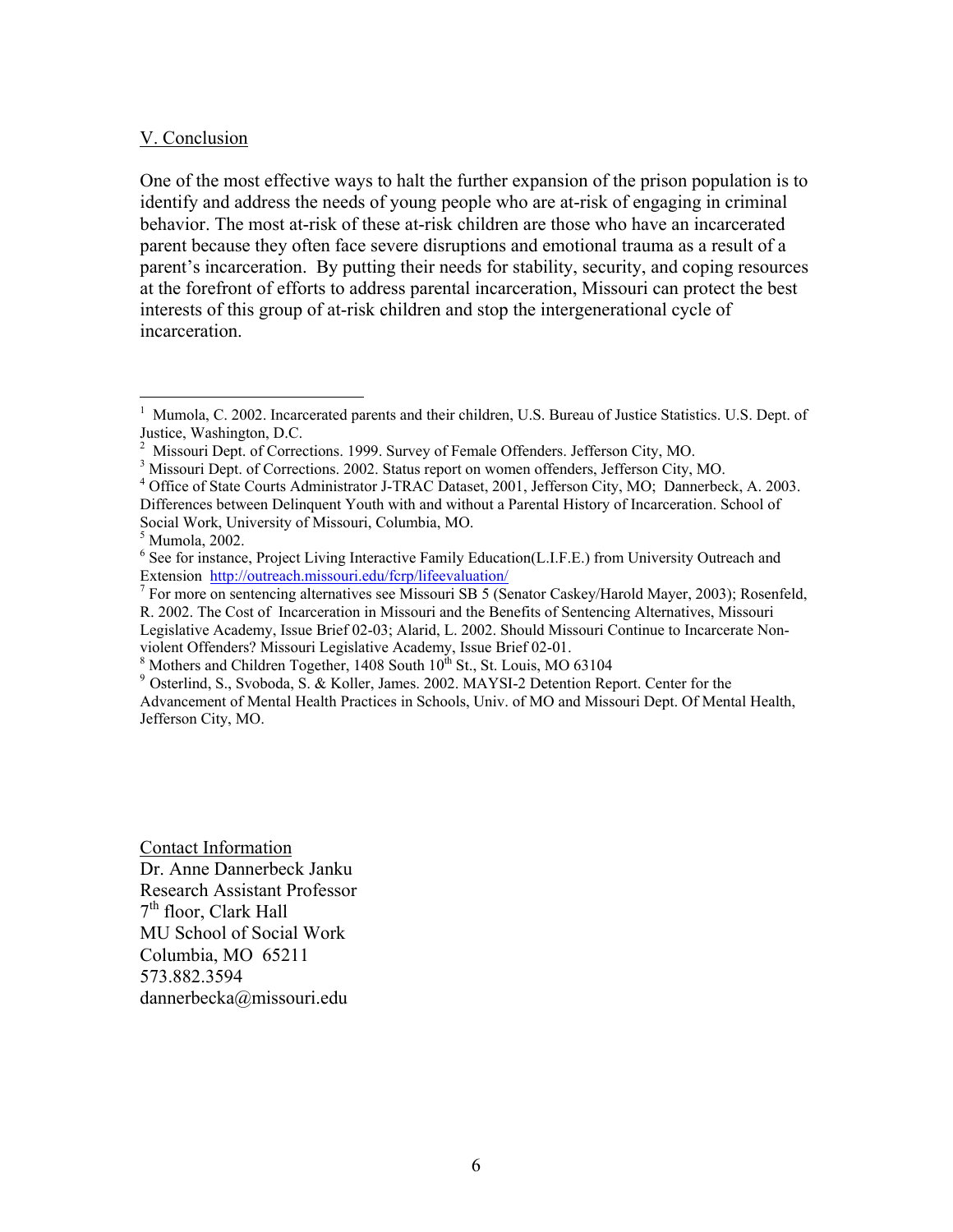## V. Conclusion

One of the most effective ways to halt the further expansion of the prison population is to identify and address the needs of young people who are at-risk of engaging in criminal behavior. The most at-risk of these at-risk children are those who have an incarcerated parent because they often face severe disruptions and emotional trauma as a result of a parent's incarceration. By putting their needs for stability, security, and coping resources at the forefront of efforts to address parental incarceration, Missouri can protect the best interests of this group of at-risk children and stop the intergenerational cycle of incarceration.

---

[1] Mumola, C. 2002. Incarcerated parents and their children, U.S. Bureau of Justice Statistics. U.S. Dept. of Justice, Washington, D.C.

[2] Missouri Dept. of Corrections. 1999. Survey of Female Offenders. Jefferson City, MO.

[3] Missouri Dept. of Corrections. 2002. Status report on women offenders, Jefferson City, MO.

[4] Office of State Courts Administrator J-TRAC Dataset, 2001, Jefferson City, MO; Dannerbeck, A. 2003. Differences between Delinquent Youth with and without a Parental History of Incarceration. School of Social Work, University of Missouri, Columbia, MO.

[5] Mumola, 2002.

[6] See for instance, Project Living Interactive Family Education(L.I.F.E.) from University Outreach and Extension http://outreach.missouri.edu/fcrp/lifeevaluation/

[7] For more on sentencing alternatives see Missouri SB 5 (Senator Caskey/Harold Mayer, 2003); Rosenfeld, R. 2002. The Cost of Incarceration in Missouri and the Benefits of Sentencing Alternatives, Missouri Legislative Academy, Issue Brief 02-03; Alarid, L. 2002. Should Missouri Continue to Incarcerate Non-violent Offenders? Missouri Legislative Academy, Issue Brief 02-01.

[8] Mothers and Children Together, 1408 South 10th St., St. Louis, MO 63104

[9] Osterlind, S., Svoboda, S. & Koller, James. 2002. MAYSI-2 Detention Report. Center for the Advancement of Mental Health Practices in Schools, Univ. of MO and Missouri Dept. Of Mental Health, Jefferson City, MO.

Contact Information
Dr. Anne Dannerbeck Janku
Research Assistant Professor
7th floor, Clark Hall
MU School of Social Work
Columbia, MO 65211
573.882.3594
dannerbecka@missouri.edu